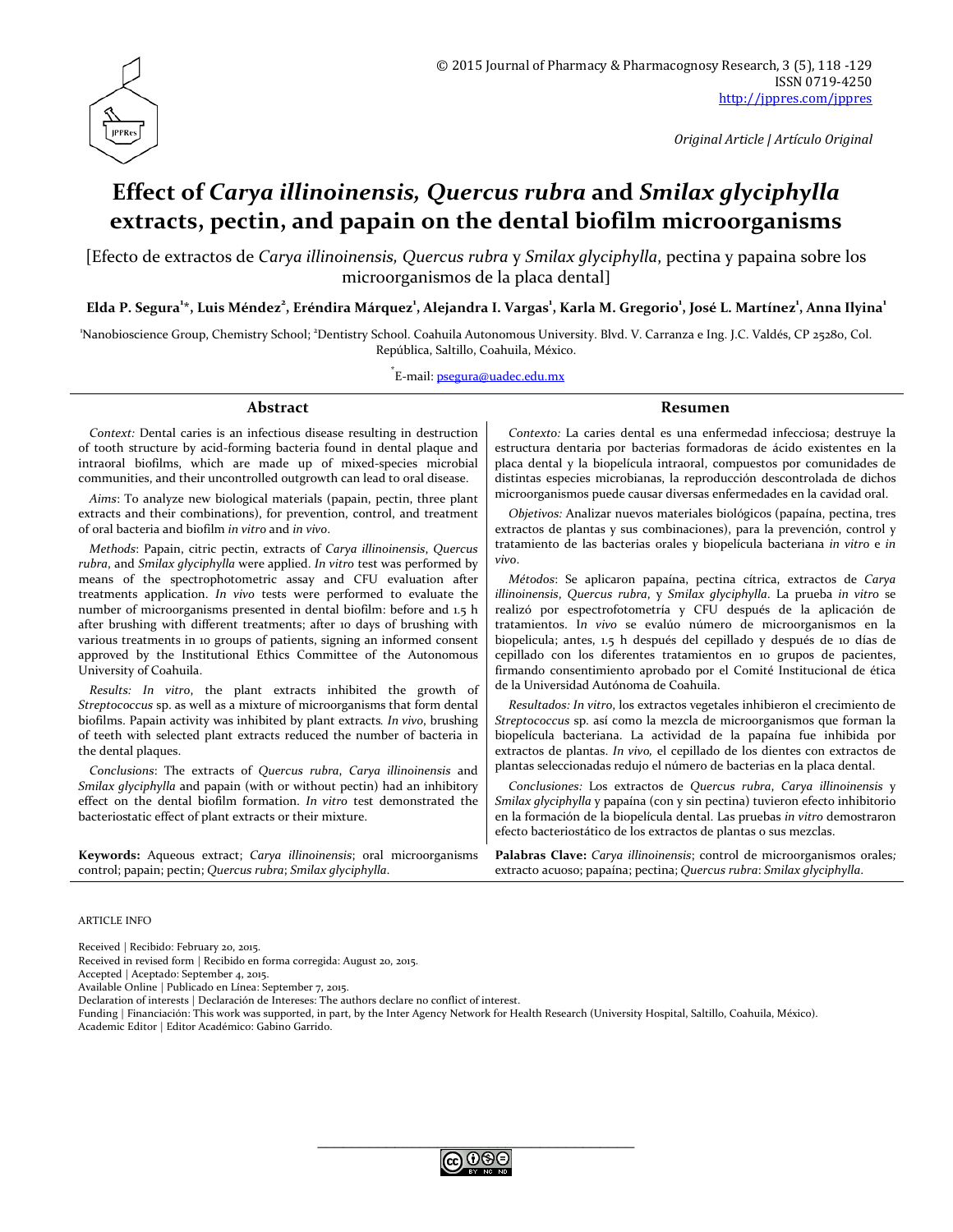Original Article | Artículo Original

# Effect of *Carya illinoinensis, Quercus rubra* and *Smilax glyciphylla* extracts, pectin, and papain on the dental biofilm microorganisms

[Efecto de extractos de *Carya illinoinensis, Quercus rubra* y *Smilax glyciphylla*, pectina y papaina sobre los microorganismos de la placa dental]

**Elda P. Segura[1]\*, Luis Méndez[2], Eréndira Márquez[1], Alejandra I. Vargas[1], Karla M. Gregorio[1], José L. Martínez[1], Anna Ilyina[1]**

[1]Nanobioscience Group, Chemistry School; [2]Dentistry School. Coahuila Autonomous University. Blvd. V. Carranza e Ing. J.C. Valdés, CP 25280, Col. República, Saltillo, Coahuila, México.

\*E-mail: psegura@uadec.edu.mx

## Abstract

*Context:* Dental caries is an infectious disease resulting in destruction of tooth structure by acid-forming bacteria found in dental plaque and intraoral biofilms, which are made up of mixed-species microbial communities, and their uncontrolled outgrowth can lead to oral disease.

*Aims*: To analyze new biological materials (papain, pectin, three plant extracts and their combinations), for prevention, control, and treatment of oral bacteria and biofilm *in vitro* and *in vivo*.

*Methods*: Papain, citric pectin, extracts of *Carya illinoinensis*, *Quercus rubra*, and *Smilax glyciphylla* were applied. *In vitro* test was performed by means of the spectrophotometric assay and CFU evaluation after treatments application. *In vivo* tests were performed to evaluate the number of microorganisms presented in dental biofilm: before and 1.5 h after brushing with different treatments; after 10 days of brushing with various treatments in 10 groups of patients, signing an informed consent approved by the Institutional Ethics Committee of the Autonomous University of Coahuila.

*Results: In vitro*, the plant extracts inhibited the growth of *Streptococcus* sp. as well as a mixture of microorganisms that form dental biofilms. Papain activity was inhibited by plant extracts. *In vivo*, brushing of teeth with selected plant extracts reduced the number of bacteria in the dental plaques.

*Conclusions*: The extracts of *Quercus rubra*, *Carya illinoinensis* and *Smilax glyciphylla* and papain (with or without pectin) had an inhibitory effect on the dental biofilm formation. *In vitro* test demonstrated the bacteriostatic effect of plant extracts or their mixture.

**Keywords:** Aqueous extract; *Carya illinoinensis*; oral microorganisms control; papain; pectin; *Quercus rubra*; *Smilax glyciphylla*.

## Resumen

*Contexto:* La caries dental es una enfermedad infecciosa; destruye la estructura dentaria por bacterias formadoras de ácido existentes en la placa dental y la biopelícula intraoral, compuestos por comunidades de distintas especies microbianas, la reproducción descontrolada de dichos microorganismos puede causar diversas enfermedades en la cavidad oral.

*Objetivos:* Analizar nuevos materiales biológicos (papaína, pectina, tres extractos de plantas y sus combinaciones), para la prevención, control y tratamiento de las bacterias orales y biopelícula bacteriana *in vitro* e *in vivo*.

*Métodos*: Se aplicaron papaína, pectina cítrica, extractos de *Carya illinoinensis*, *Quercus rubra*, y *Smilax glyciphylla*. La prueba *in vitro* se realizó por espectrofotometría y CFU después de la aplicación de tratamientos. *In vivo* se evalúo número de microorganismos en la biopelicula; antes, 1.5 h después del cepillado y después de 10 días de cepillado con los diferentes tratamientos en 10 grupos de pacientes, firmando consentimiento aprobado por el Comité Institucional de ética de la Universidad Autónoma de Coahuila.

*Resultados: In vitro*, los extractos vegetales inhibieron el crecimiento de *Streptococcus* sp. así como la mezcla de microorganismos que forman la biopelícula bacteriana. La actividad de la papaína fue inhibida por extractos de plantas. *In vivo,* el cepillado de los dientes con extractos de plantas seleccionadas redujo el número de bacterias en la placa dental.

*Conclusiones:* Los extractos de *Quercus rubra*, *Carya illinoinensis* y *Smilax glyciphylla* y papaína (con y sin pectina) tuvieron efecto inhibitorio en la formación de la biopelícula dental. Las pruebas *in vitro* demostraron efecto bacteriostático de los extractos de plantas o sus mezclas.

**Palabras Clave:** *Carya illinoinensis*; control de microorganismos orales; extracto acuoso; papaína; pectina; *Quercus rubra*: *Smilax glyciphylla*.

ARTICLE INFO

Received | Recibido: February 20, 2015.
Received in revised form | Recibido en forma corregida: August 20, 2015.
Accepted | Aceptado: September 4, 2015.
Available Online | Publicado en Línea: September 7, 2015.
Declaration of interests | Declaración de Intereses: The authors declare no conflict of interest.
Funding | Financiación: This work was supported, in part, by the Inter Agency Network for Health Research (University Hospital, Saltillo, Coahuila, México).
Academic Editor | Editor Académico: Gabino Garrido.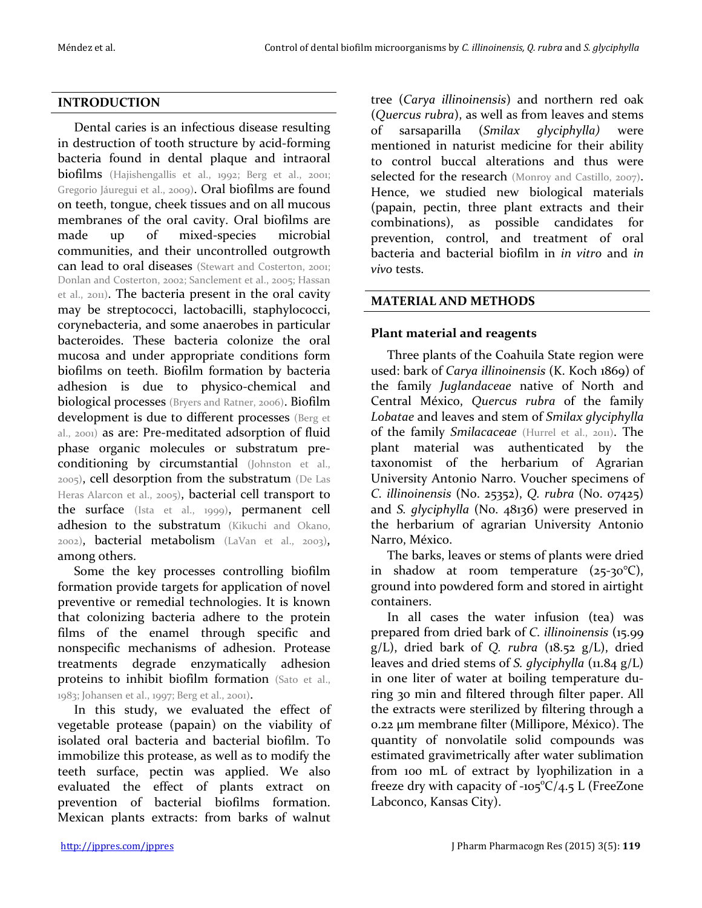## INTRODUCTION

Dental caries is an infectious disease resulting in destruction of tooth structure by acid-forming bacteria found in dental plaque and intraoral biofilms (Hajishengallis et al., 1992; Berg et al., 2001; Gregorio Jáuregui et al., 2009). Oral biofilms are found on teeth, tongue, cheek tissues and on all mucous membranes of the oral cavity. Oral biofilms are made up of mixed-species microbial communities, and their uncontrolled outgrowth can lead to oral diseases (Stewart and Costerton, 2001; Donlan and Costerton, 2002; Sanclement et al., 2005; Hassan et al., 2011). The bacteria present in the oral cavity may be streptococci, lactobacilli, staphylococci, corynebacteria, and some anaerobes in particular bacteroides. These bacteria colonize the oral mucosa and under appropriate conditions form biofilms on teeth. Biofilm formation by bacteria adhesion is due to physico-chemical and biological processes (Bryers and Ratner, 2006). Biofilm development is due to different processes (Berg et al., 2001) as are: Pre-meditated adsorption of fluid phase organic molecules or substratum pre-conditioning by circumstantial (Johnston et al., 2005), cell desorption from the substratum (De Las Heras Alarcon et al., 2005), bacterial cell transport to the surface (Ista et al., 1999), permanent cell adhesion to the substratum (Kikuchi and Okano, 2002), bacterial metabolism (LaVan et al., 2003), among others.

Some the key processes controlling biofilm formation provide targets for application of novel preventive or remedial technologies. It is known that colonizing bacteria adhere to the protein films of the enamel through specific and nonspecific mechanisms of adhesion. Protease treatments degrade enzymatically adhesion proteins to inhibit biofilm formation (Sato et al., 1983; Johansen et al., 1997; Berg et al., 2001).

In this study, we evaluated the effect of vegetable protease (papain) on the viability of isolated oral bacteria and bacterial biofilm. To immobilize this protease, as well as to modify the teeth surface, pectin was applied. We also evaluated the effect of plants extract on prevention of bacterial biofilms formation. Mexican plants extracts: from barks of walnut tree (*Carya illinoinensis*) and northern red oak (*Quercus rubra*), as well as from leaves and stems of sarsaparilla (*Smilax glyciphylla)* were mentioned in naturist medicine for their ability to control buccal alterations and thus were selected for the research (Monroy and Castillo, 2007). Hence, we studied new biological materials (papain, pectin, three plant extracts and their combinations), as possible candidates for prevention, control, and treatment of oral bacteria and bacterial biofilm in *in vitro* and *in vivo* tests.

## MATERIAL AND METHODS

### Plant material and reagents

Three plants of the Coahuila State region were used: bark of *Carya illinoinensis* (K. Koch 1869) of the family *Juglandaceae* native of North and Central México, *Quercus rubra* of the family *Lobatae* and leaves and stem of *Smilax glyciphylla* of the family *Smilacaceae* (Hurrel et al., 2011). The plant material was authenticated by the taxonomist of the herbarium of Agrarian University Antonio Narro. Voucher specimens of *C. illinoinensis* (No. 25352), *Q. rubra* (No. 07425) and *S. glyciphylla* (No. 48136) were preserved in the herbarium of agrarian University Antonio Narro, México.

The barks, leaves or stems of plants were dried in shadow at room temperature (25-30°C), ground into powdered form and stored in airtight containers.

In all cases the water infusion (tea) was prepared from dried bark of *C. illinoinensis* (15.99 g/L), dried bark of *Q. rubra* (18.52 g/L), dried leaves and dried stems of *S. glyciphylla* (11.84 g/L) in one liter of water at boiling temperature during 30 min and filtered through filter paper. All the extracts were sterilized by filtering through a 0.22 µm membrane filter (Millipore, México). The quantity of nonvolatile solid compounds was estimated gravimetrically after water sublimation from 100 mL of extract by lyophilization in a freeze dry with capacity of -105°C/4.5 L (FreeZone Labconco, Kansas City).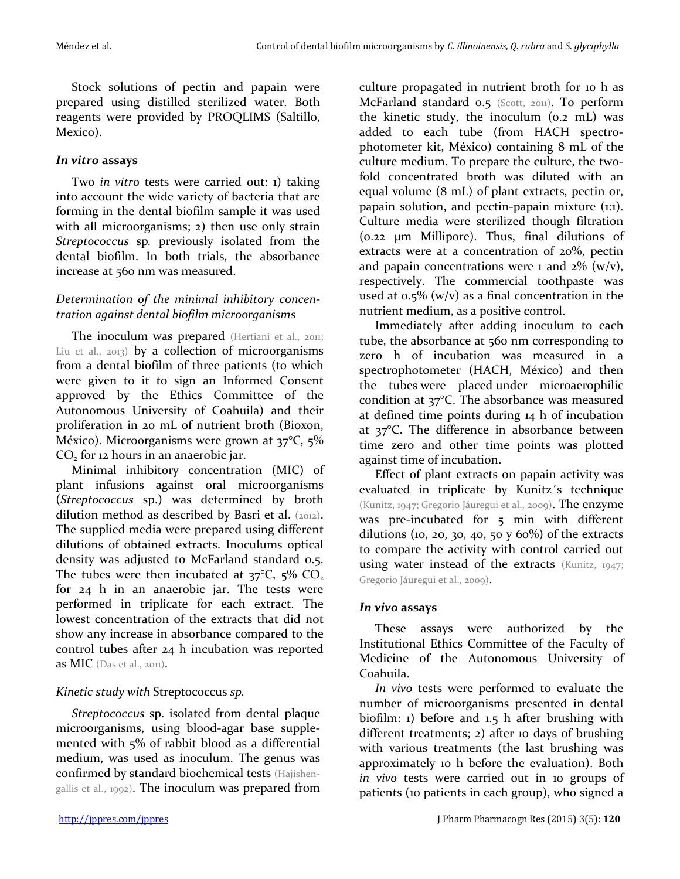Stock solutions of pectin and papain were prepared using distilled sterilized water. Both reagents were provided by PROQLIMS (Saltillo, Mexico).

### *In vitro* assays

Two *in vitro* tests were carried out: 1) taking into account the wide variety of bacteria that are forming in the dental biofilm sample it was used with all microorganisms; 2) then use only strain *Streptococcus* sp. previously isolated from the dental biofilm. In both trials, the absorbance increase at 560 nm was measured.

#### *Determination of the minimal inhibitory concentration against dental biofilm microorganisms*

The inoculum was prepared (Hertiani et al., 2011; Liu et al., 2013) by a collection of microorganisms from a dental biofilm of three patients (to which were given to it to sign an Informed Consent approved by the Ethics Committee of the Autonomous University of Coahuila) and their proliferation in 20 mL of nutrient broth (Bioxon, México). Microorganisms were grown at 37°C, 5% $CO_2$ for 12 hours in an anaerobic jar.

Minimal inhibitory concentration (MIC) of plant infusions against oral microorganisms (*Streptococcus* sp.) was determined by broth dilution method as described by Basri et al. (2012). The supplied media were prepared using different dilutions of obtained extracts. Inoculums optical density was adjusted to McFarland standard 0.5. The tubes were then incubated at 37°C, 5% $CO_2$ for 24 h in an anaerobic jar. The tests were performed in triplicate for each extract. The lowest concentration of the extracts that did not show any increase in absorbance compared to the control tubes after 24 h incubation was reported as MIC (Das et al., 2011).

#### *Kinetic study with* Streptococcus *sp.*

*Streptococcus* sp. isolated from dental plaque microorganisms, using blood-agar base supplemented with 5% of rabbit blood as a differential medium, was used as inoculum. The genus was confirmed by standard biochemical tests (Hajishengallis et al., 1992). The inoculum was prepared from culture propagated in nutrient broth for 10 h as McFarland standard 0.5 (Scott, 2011). To perform the kinetic study, the inoculum (0.2 mL) was added to each tube (from HACH spectrophotometer kit, México) containing 8 mL of the culture medium. To prepare the culture, the two-fold concentrated broth was diluted with an equal volume (8 mL) of plant extracts, pectin or, papain solution, and pectin-papain mixture (1:1). Culture media were sterilized though filtration (0.22 μm Millipore). Thus, final dilutions of extracts were at a concentration of 20%, pectin and papain concentrations were 1 and 2% (w/v), respectively. The commercial toothpaste was used at 0.5% (w/v) as a final concentration in the nutrient medium, as a positive control.

Immediately after adding inoculum to each tube, the absorbance at 560 nm corresponding to zero h of incubation was measured in a spectrophotometer (HACH, México) and then the tubes were placed under microaerophilic condition at 37°C. The absorbance was measured at defined time points during 14 h of incubation at 37°C. The difference in absorbance between time zero and other time points was plotted against time of incubation.

Effect of plant extracts on papain activity was evaluated in triplicate by Kunitz´s technique (Kunitz, 1947; Gregorio Jáuregui et al., 2009). The enzyme was pre-incubated for 5 min with different dilutions (10, 20, 30, 40, 50 y 60%) of the extracts to compare the activity with control carried out using water instead of the extracts (Kunitz, 1947; Gregorio Jáuregui et al., 2009).

### *In vivo* assays

These assays were authorized by the Institutional Ethics Committee of the Faculty of Medicine of the Autonomous University of Coahuila.

*In vivo* tests were performed to evaluate the number of microorganisms presented in dental biofilm: 1) before and 1.5 h after brushing with different treatments; 2) after 10 days of brushing with various treatments (the last brushing was approximately 10 h before the evaluation). Both *in vivo* tests were carried out in 10 groups of patients (10 patients in each group), who signed a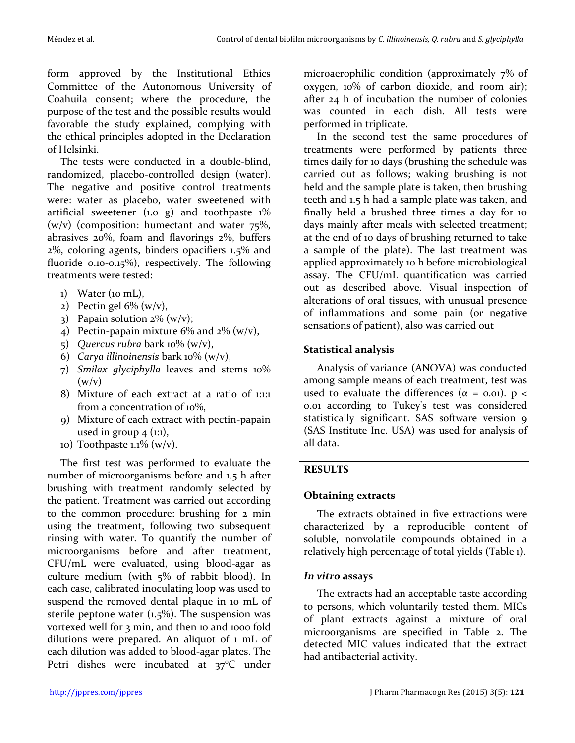form approved by the Institutional Ethics Committee of the Autonomous University of Coahuila consent; where the procedure, the purpose of the test and the possible results would favorable the study explained, complying with the ethical principles adopted in the Declaration of Helsinki.

The tests were conducted in a double-blind, randomized, placebo-controlled design (water). The negative and positive control treatments were: water as placebo, water sweetened with artificial sweetener (1.0 g) and toothpaste 1% (w/v) (composition: humectant and water 75%, abrasives 20%, foam and flavorings 2%, buffers 2%, coloring agents, binders opacifiers 1.5% and fluoride 0.10-0.15%), respectively. The following treatments were tested:

1) Water (10 mL),
2) Pectin gel 6% (w/v),
3) Papain solution 2% (w/v);
4) Pectin-papain mixture 6% and 2% (w/v),
5) *Quercus rubra* bark 10% (w/v),
6) *Carya illinoinensis* bark 10% (w/v),
7) *Smilax glyciphylla* leaves and stems 10% (w/v)
8) Mixture of each extract at a ratio of 1:1:1 from a concentration of 10%,
9) Mixture of each extract with pectin-papain used in group 4 (1:1),
10) Toothpaste 1.1% (w/v).

The first test was performed to evaluate the number of microorganisms before and 1.5 h after brushing with treatment randomly selected by the patient. Treatment was carried out according to the common procedure: brushing for 2 min using the treatment, following two subsequent rinsing with water. To quantify the number of microorganisms before and after treatment, CFU/mL were evaluated, using blood-agar as culture medium (with 5% of rabbit blood). In each case, calibrated inoculating loop was used to suspend the removed dental plaque in 10 mL of sterile peptone water (1.5%). The suspension was vortexed well for 3 min, and then 10 and 1000 fold dilutions were prepared. An aliquot of 1 mL of each dilution was added to blood-agar plates. The Petri dishes were incubated at 37°C under microaerophilic condition (approximately 7% of oxygen, 10% of carbon dioxide, and room air); after 24 h of incubation the number of colonies was counted in each dish. All tests were performed in triplicate.

In the second test the same procedures of treatments were performed by patients three times daily for 10 days (brushing the schedule was carried out as follows; waking brushing is not held and the sample plate is taken, then brushing teeth and 1.5 h had a sample plate was taken, and finally held a brushed three times a day for 10 days mainly after meals with selected treatment; at the end of 10 days of brushing returned to take a sample of the plate). The last treatment was applied approximately 10 h before microbiological assay. The CFU/mL quantification was carried out as described above. Visual inspection of alterations of oral tissues, with unusual presence of inflammations and some pain (or negative sensations of patient), also was carried out

### Statistical analysis

Analysis of variance (ANOVA) was conducted among sample means of each treatment, test was used to evaluate the differences ($\alpha = 0.01$). $p < 0.01$ according to Tukey's test was considered statistically significant. SAS software version 9 (SAS Institute Inc. USA) was used for analysis of all data.

## RESULTS

### Obtaining extracts

The extracts obtained in five extractions were characterized by a reproducible content of soluble, nonvolatile compounds obtained in a relatively high percentage of total yields (Table 1).

### *In vitro* assays

The extracts had an acceptable taste according to persons, which voluntarily tested them. MICs of plant extracts against a mixture of oral microorganisms are specified in Table 2. The detected MIC values indicated that the extract had antibacterial activity.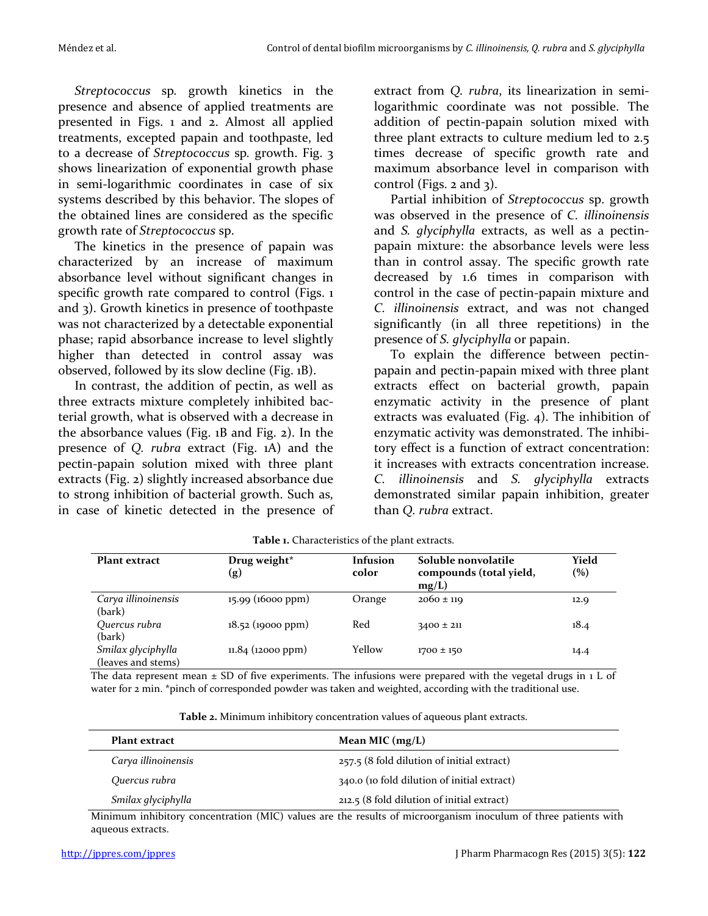*Streptococcus* sp. growth kinetics in the presence and absence of applied treatments are presented in Figs. 1 and 2. Almost all applied treatments, excepted papain and toothpaste, led to a decrease of *Streptococcus* sp. growth. Fig. 3 shows linearization of exponential growth phase in semi-logarithmic coordinates in case of six systems described by this behavior. The slopes of the obtained lines are considered as the specific growth rate of *Streptococcus* sp.

The kinetics in the presence of papain was characterized by an increase of maximum absorbance level without significant changes in specific growth rate compared to control (Figs. 1 and 3). Growth kinetics in presence of toothpaste was not characterized by a detectable exponential phase; rapid absorbance increase to level slightly higher than detected in control assay was observed, followed by its slow decline (Fig. 1B).

In contrast, the addition of pectin, as well as three extracts mixture completely inhibited bacterial growth, what is observed with a decrease in the absorbance values (Fig. 1B and Fig. 2). In the presence of *Q. rubra* extract (Fig. 1A) and the pectin-papain solution mixed with three plant extracts (Fig. 2) slightly increased absorbance due to strong inhibition of bacterial growth. Such as, in case of kinetic detected in the presence of extract from *Q. rubra*, its linearization in semi-logarithmic coordinate was not possible. The addition of pectin-papain solution mixed with three plant extracts to culture medium led to 2.5 times decrease of specific growth rate and maximum absorbance level in comparison with control (Figs. 2 and 3).

Partial inhibition of *Streptococcus* sp. growth was observed in the presence of *C. illinoinensis* and *S. glyciphylla* extracts, as well as a pectin-papain mixture: the absorbance levels were less than in control assay. The specific growth rate decreased by 1.6 times in comparison with control in the case of pectin-papain mixture and *C. illinoinensis* extract, and was not changed significantly (in all three repetitions) in the presence of *S. glyciphylla* or papain.

To explain the difference between pectin-papain and pectin-papain mixed with three plant extracts effect on bacterial growth, papain enzymatic activity in the presence of plant extracts was evaluated (Fig. 4). The inhibition of enzymatic activity was demonstrated. The inhibitory effect is a function of extract concentration: it increases with extracts concentration increase. *C. illinoinensis* and *S. glyciphylla* extracts demonstrated similar papain inhibition, greater than *Q. rubra* extract.

**Table 1.** Characteristics of the plant extracts.

| Plant extract | Drug weight* (g) | Infusion color | Soluble nonvolatile compounds (total yield, mg/L) | Yield (%) |
|---|---|---|---|---|
| *Carya illinoinensis* (bark) | 15.99 (16000 ppm) | Orange | 2060 ± 119 | 12.9 |
| *Quercus rubra* (bark) | 18.52 (19000 ppm) | Red | 3400 ± 211 | 18.4 |
| *Smilax glyciphylla* (leaves and stems) | 11.84 (12000 ppm) | Yellow | 1700 ± 150 | 14.4 |

The data represent mean ± SD of five experiments. The infusions were prepared with the vegetal drugs in 1 L of water for 2 min. *pinch of corresponded powder was taken and weighted, according with the traditional use.

**Table 2.** Minimum inhibitory concentration values of aqueous plant extracts.

| Plant extract | Mean MIC (mg/L) |
|---|---|
| *Carya illinoinensis* | 257.5 (8 fold dilution of initial extract) |
| *Quercus rubra* | 340.0 (10 fold dilution of initial extract) |
| *Smilax glyciphylla* | 212.5 (8 fold dilution of initial extract) |

Minimum inhibitory concentration (MIC) values are the results of microorganism inoculum of three patients with aqueous extracts.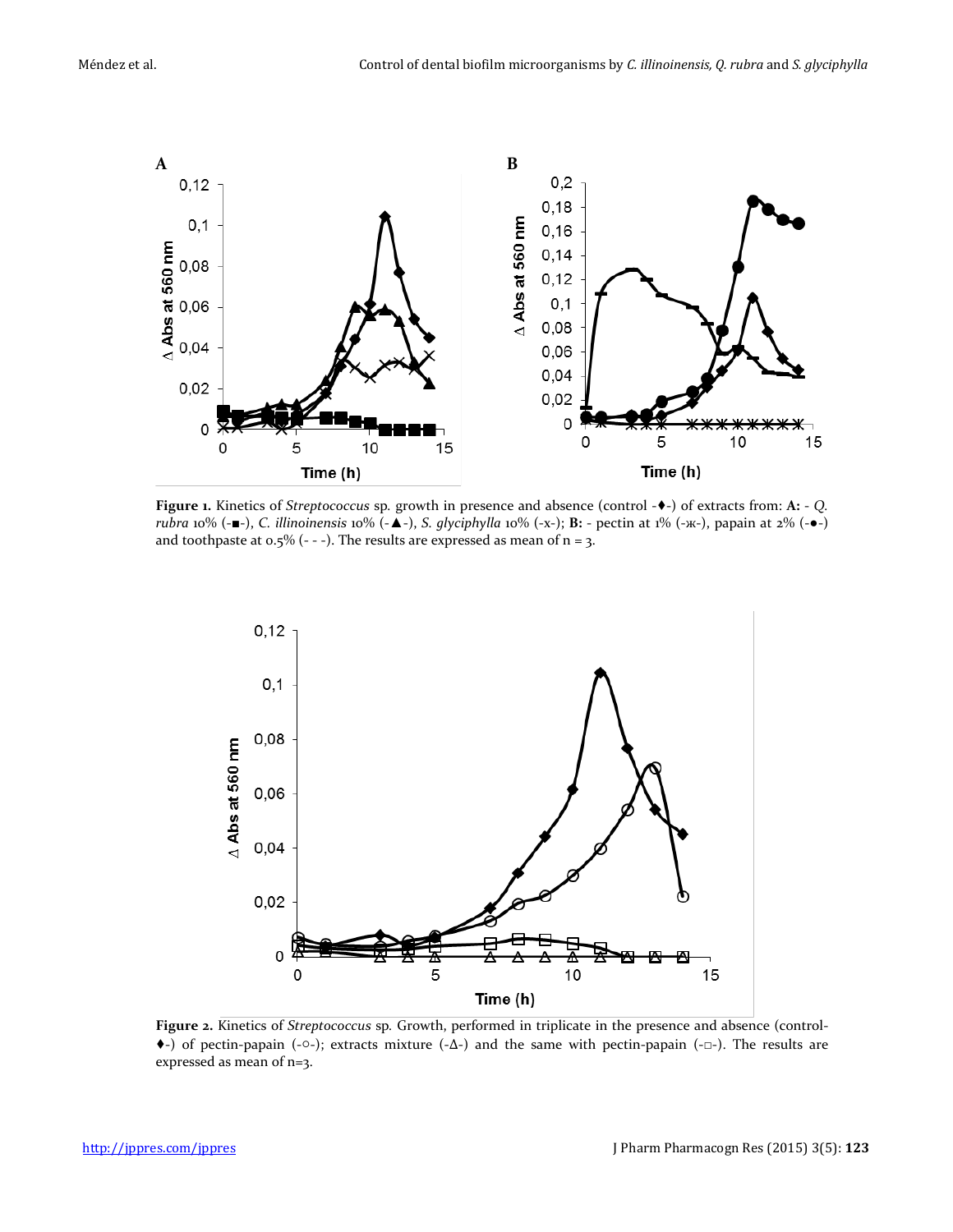**Figure 1.** Kinetics of *Streptococcus* sp. growth in presence and absence (control -♦-) of extracts from: **A:** - *Q. rubra* 10% (-■-), *C. illinoinensis* 10% (-▲-), *S. glyciphylla* 10% (-x-); **B:** - pectin at 1% (-ж-), papain at 2% (-●-) and toothpaste at 0.5% (- - -). The results are expressed as mean of n = 3.

**Figure 2.** Kinetics of *Streptococcus* sp. Growth, performed in triplicate in the presence and absence (control-♦-) of pectin-papain (-○-); extracts mixture (-Δ-) and the same with pectin-papain (-□-). The results are expressed as mean of n=3.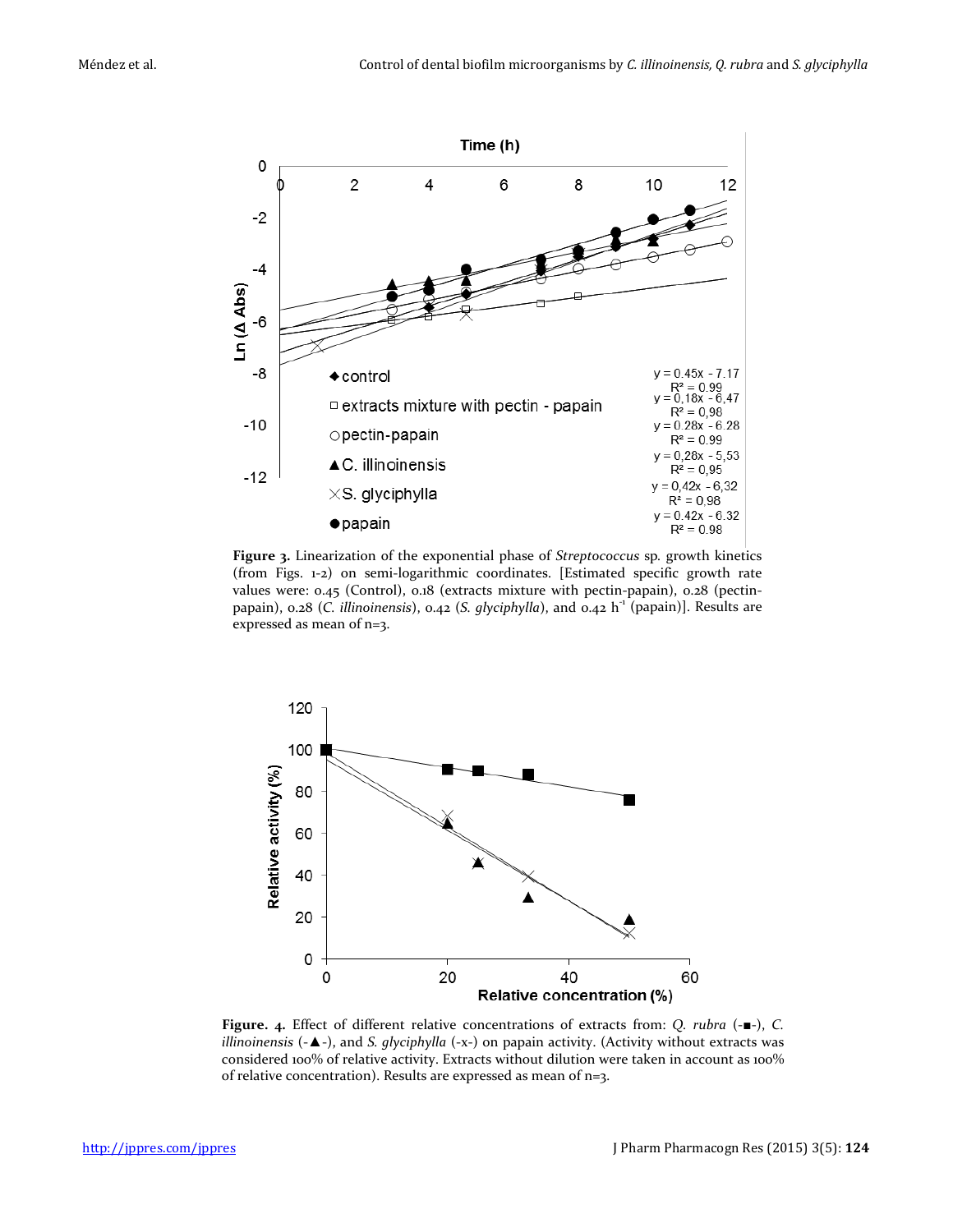**Figure 3.** Linearization of the exponential phase of *Streptococcus* sp. growth kinetics (from Figs. 1-2) on semi-logarithmic coordinates. [Estimated specific growth rate values were: 0.45 (Control), 0.18 (extracts mixture with pectin-papain), 0.28 (pectin-papain), 0.28 (*C. illinoinensis*), 0.42 (*S. glyciphylla*), and 0.42 $h^{-1}$ (papain)]. Results are expressed as mean of n=3.

**Figure. 4.** Effect of different relative concentrations of extracts from: *Q. rubra* (-■-), *C. illinoinensis* (-▲-), and *S. glyciphylla* (-x-) on papain activity. (Activity without extracts was considered 100% of relative activity. Extracts without dilution were taken in account as 100% of relative concentration). Results are expressed as mean of n=3.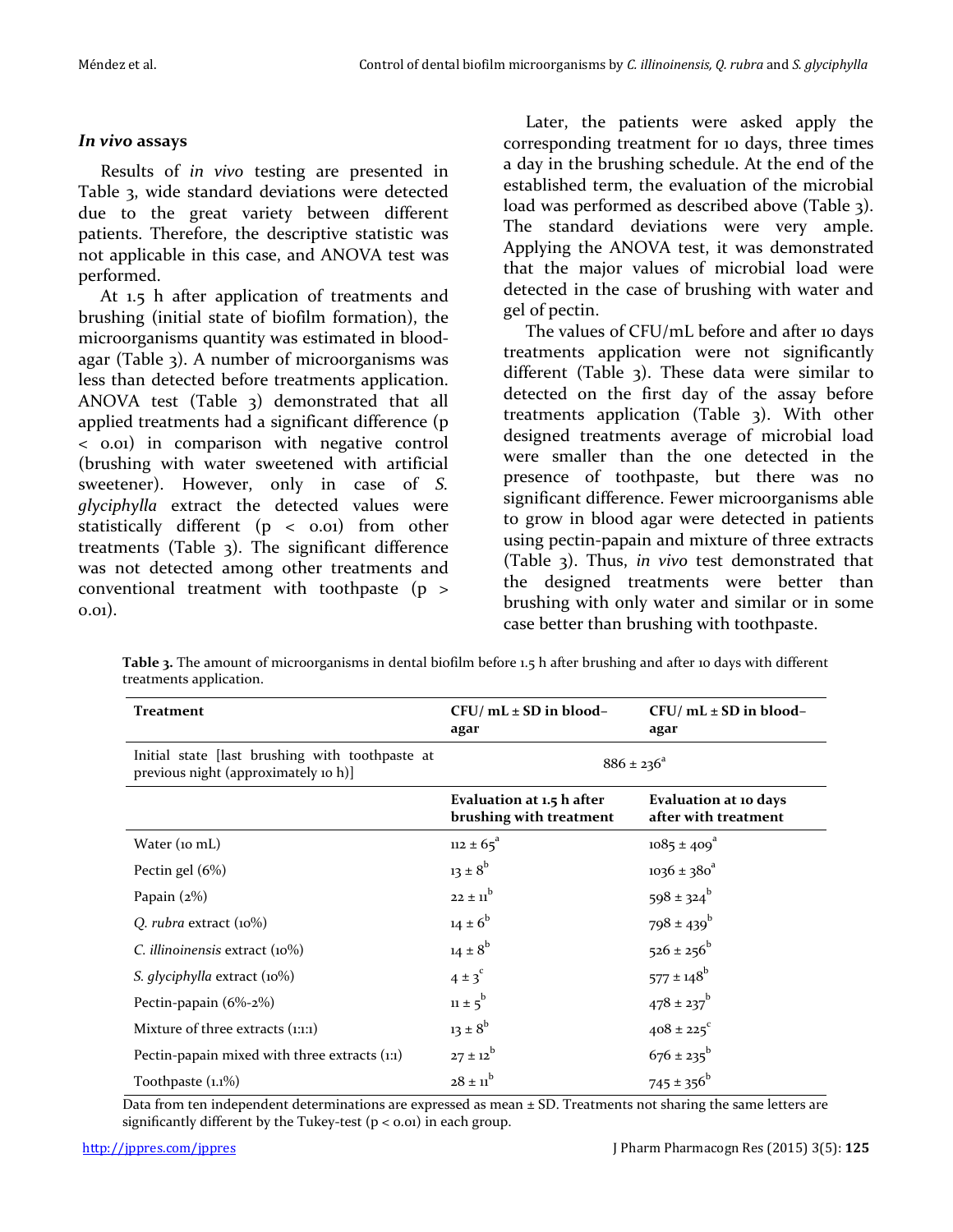### *In vivo* assays

Results of *in vivo* testing are presented in Table 3, wide standard deviations were detected due to the great variety between different patients. Therefore, the descriptive statistic was not applicable in this case, and ANOVA test was performed.

At 1.5 h after application of treatments and brushing (initial state of biofilm formation), the microorganisms quantity was estimated in blood-agar (Table 3). A number of microorganisms was less than detected before treatments application. ANOVA test (Table 3) demonstrated that all applied treatments had a significant difference ($p < 0.01$) in comparison with negative control (brushing with water sweetened with artificial sweetener). However, only in case of *S. glyciphylla* extract the detected values were statistically different ($p < 0.01$) from other treatments (Table 3). The significant difference was not detected among other treatments and conventional treatment with toothpaste ($p > 0.01$).

Later, the patients were asked apply the corresponding treatment for 10 days, three times a day in the brushing schedule. At the end of the established term, the evaluation of the microbial load was performed as described above (Table 3). The standard deviations were very ample. Applying the ANOVA test, it was demonstrated that the major values of microbial load were detected in the case of brushing with water and gel of pectin.

The values of CFU/mL before and after 10 days treatments application were not significantly different (Table 3). These data were similar to detected on the first day of the assay before treatments application (Table 3). With other designed treatments average of microbial load were smaller than the one detected in the presence of toothpaste, but there was no significant difference. Fewer microorganisms able to grow in blood agar were detected in patients using pectin-papain and mixture of three extracts (Table 3). Thus, *in vivo* test demonstrated that the designed treatments were better than brushing with only water and similar or in some case better than brushing with toothpaste.

**Table 3.** The amount of microorganisms in dental biofilm before 1.5 h after brushing and after 10 days with different treatments application.

| Treatment | CFU/ mL ± SD in blood–agar | CFU/ mL ± SD in blood–agar |
|---|---|---|
| Initial state [last brushing with toothpaste at previous night (approximately 10 h)] | $886 \pm 236^{a}$ | |
| | **Evaluation at 1.5 h after brushing with treatment** | **Evaluation at 10 days after with treatment** |
| Water (10 mL) | $112 \pm 65^{a}$ | $1085 \pm 409^{a}$ |
| Pectin gel (6%) | $13 \pm 8^{b}$ | $1036 \pm 380^{a}$ |
| Papain (2%) | $22 \pm 11^{b}$ | $598 \pm 324^{b}$ |
| *Q. rubra* extract (10%) | $14 \pm 6^{b}$ | $798 \pm 439^{b}$ |
| *C. illinoinensis* extract (10%) | $14 \pm 8^{b}$ | $526 \pm 256^{b}$ |
| *S. glyciphylla* extract (10%) | $4 \pm 3^{c}$ | $577 \pm 148^{b}$ |
| Pectin-papain (6%-2%) | $11 \pm 5^{b}$ | $478 \pm 237^{b}$ |
| Mixture of three extracts (1:1:1) | $13 \pm 8^{b}$ | $408 \pm 225^{c}$ |
| Pectin-papain mixed with three extracts (1:1) | $27 \pm 12^{b}$ | $676 \pm 235^{b}$ |
| Toothpaste (1.1%) | $28 \pm 11^{b}$ | $745 \pm 356^{b}$ |

Data from ten independent determinations are expressed as mean ± SD. Treatments not sharing the same letters are significantly different by the Tukey-test ($p < 0.01$) in each group.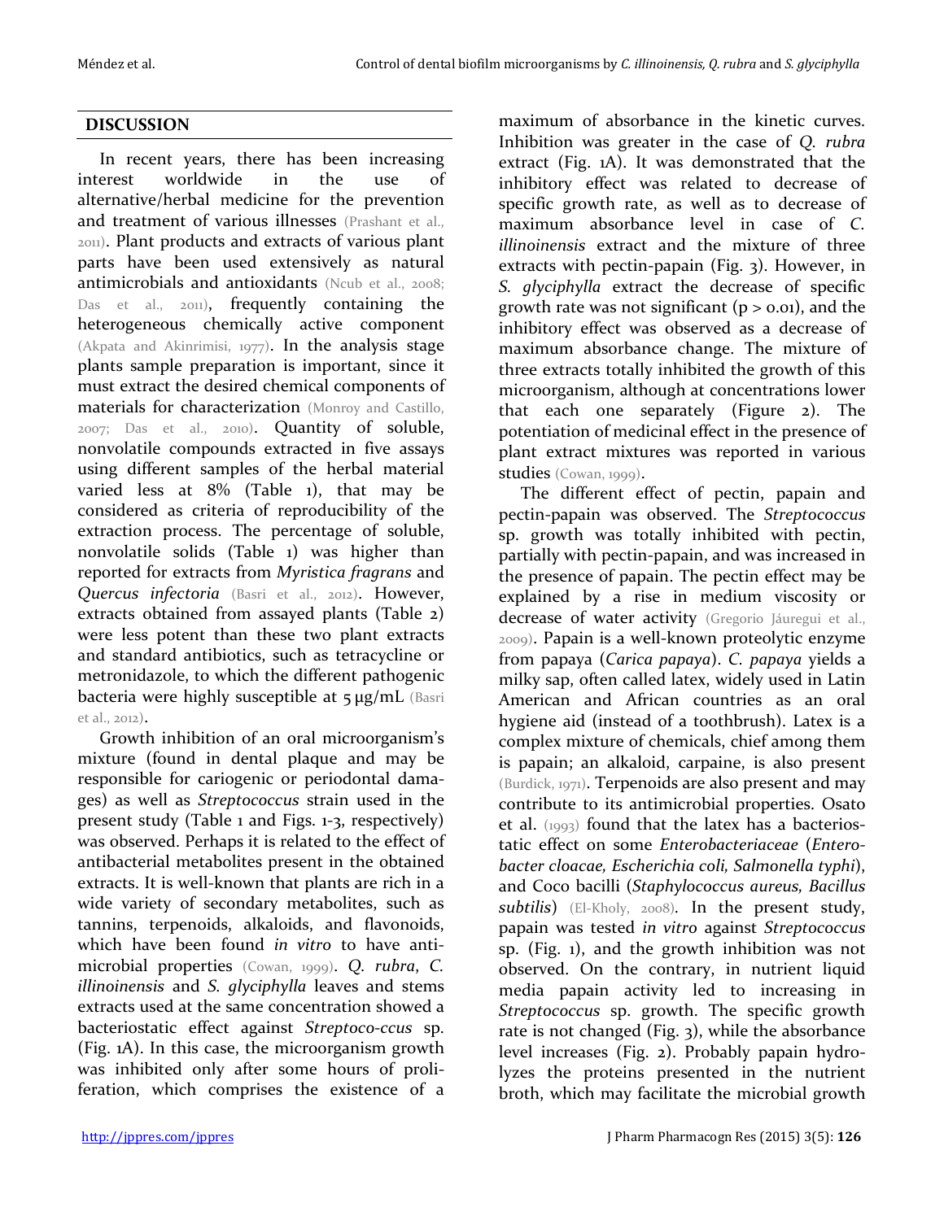## DISCUSSION

In recent years, there has been increasing interest worldwide in the use of alternative/herbal medicine for the prevention and treatment of various illnesses (Prashant et al., 2011). Plant products and extracts of various plant parts have been used extensively as natural antimicrobials and antioxidants (Ncub et al., 2008; Das et al., 2011), frequently containing the heterogeneous chemically active component (Akpata and Akinrimisi, 1977). In the analysis stage plants sample preparation is important, since it must extract the desired chemical components of materials for characterization (Monroy and Castillo, 2007; Das et al., 2010). Quantity of soluble, nonvolatile compounds extracted in five assays using different samples of the herbal material varied less at 8% (Table 1), that may be considered as criteria of reproducibility of the extraction process. The percentage of soluble, nonvolatile solids (Table 1) was higher than reported for extracts from *Myristica fragrans* and *Quercus infectoria* (Basri et al., 2012). However, extracts obtained from assayed plants (Table 2) were less potent than these two plant extracts and standard antibiotics, such as tetracycline or metronidazole, to which the different pathogenic bacteria were highly susceptible at 5 µg/mL (Basri et al., 2012).

Growth inhibition of an oral microorganism's mixture (found in dental plaque and may be responsible for cariogenic or periodontal damages) as well as *Streptococcus* strain used in the present study (Table 1 and Figs. 1-3, respectively) was observed. Perhaps it is related to the effect of antibacterial metabolites present in the obtained extracts. It is well-known that plants are rich in a wide variety of secondary metabolites, such as tannins, terpenoids, alkaloids, and flavonoids, which have been found *in vitro* to have antimicrobial properties (Cowan, 1999). *Q. rubra*, *C. illinoinensis* and *S. glyciphylla* leaves and stems extracts used at the same concentration showed a bacteriostatic effect against *Streptococcus* sp. (Fig. 1A). In this case, the microorganism growth was inhibited only after some hours of proliferation, which comprises the existence of a maximum of absorbance in the kinetic curves. Inhibition was greater in the case of *Q. rubra* extract (Fig. 1A). It was demonstrated that the inhibitory effect was related to decrease of specific growth rate, as well as to decrease of maximum absorbance level in case of *C. illinoinensis* extract and the mixture of three extracts with pectin-papain (Fig. 3). However, in *S. glyciphylla* extract the decrease of specific growth rate was not significant ($p > 0.01$), and the inhibitory effect was observed as a decrease of maximum absorbance change. The mixture of three extracts totally inhibited the growth of this microorganism, although at concentrations lower that each one separately (Figure 2). The potentiation of medicinal effect in the presence of plant extract mixtures was reported in various studies (Cowan, 1999).

The different effect of pectin, papain and pectin-papain was observed. The *Streptococcus* sp. growth was totally inhibited with pectin, partially with pectin-papain, and was increased in the presence of papain. The pectin effect may be explained by a rise in medium viscosity or decrease of water activity (Gregorio Jáuregui et al., 2009). Papain is a well-known proteolytic enzyme from papaya (*Carica papaya*). *C. papaya* yields a milky sap, often called latex, widely used in Latin American and African countries as an oral hygiene aid (instead of a toothbrush). Latex is a complex mixture of chemicals, chief among them is papain; an alkaloid, carpaine, is also present (Burdick, 1971). Terpenoids are also present and may contribute to its antimicrobial properties. Osato et al. (1993) found that the latex has a bacteriostatic effect on some *Enterobacteriaceae* (*Enterobacter cloacae, Escherichia coli, Salmonella typhi*), and Coco bacilli (*Staphylococcus aureus, Bacillus subtilis*) (El-Kholy, 2008). In the present study, papain was tested *in vitro* against *Streptococcus* sp. (Fig. 1), and the growth inhibition was not observed. On the contrary, in nutrient liquid media papain activity led to increasing in *Streptococcus* sp. growth. The specific growth rate is not changed (Fig. 3), while the absorbance level increases (Fig. 2). Probably papain hydrolyzes the proteins presented in the nutrient broth, which may facilitate the microbial growth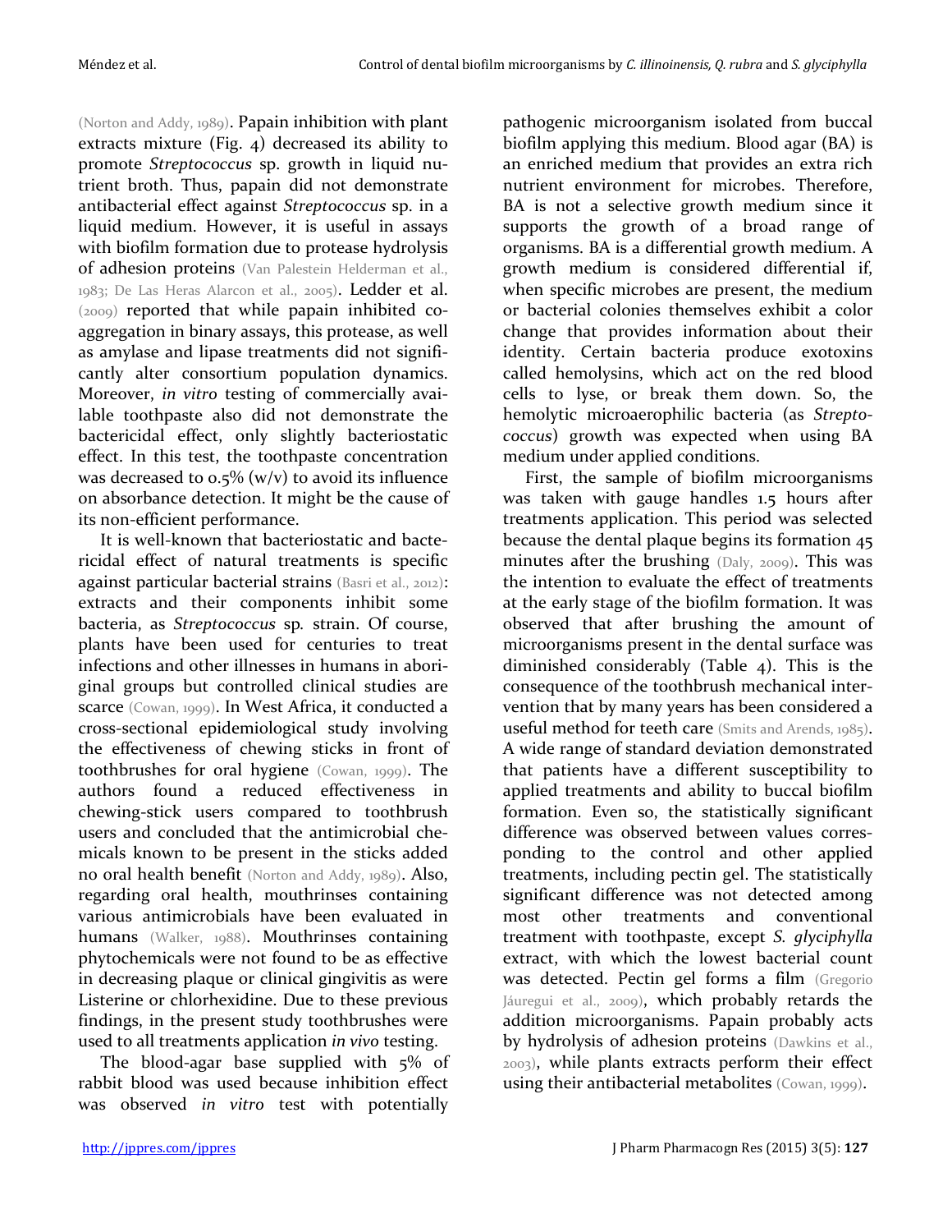(Norton and Addy, 1989). Papain inhibition with plant extracts mixture (Fig. 4) decreased its ability to promote *Streptococcus* sp. growth in liquid nutrient broth. Thus, papain did not demonstrate antibacterial effect against *Streptococcus* sp. in a liquid medium. However, it is useful in assays with biofilm formation due to protease hydrolysis of adhesion proteins (Van Palestein Helderman et al., 1983; De Las Heras Alarcon et al., 2005). Ledder et al. (2009) reported that while papain inhibited co-aggregation in binary assays, this protease, as well as amylase and lipase treatments did not significantly alter consortium population dynamics. Moreover, *in vitro* testing of commercially available toothpaste also did not demonstrate the bactericidal effect, only slightly bacteriostatic effect. In this test, the toothpaste concentration was decreased to 0.5% (w/v) to avoid its influence on absorbance detection. It might be the cause of its non-efficient performance.

It is well-known that bacteriostatic and bactericidal effect of natural treatments is specific against particular bacterial strains (Basri et al., 2012): extracts and their components inhibit some bacteria, as *Streptococcus* sp. strain. Of course, plants have been used for centuries to treat infections and other illnesses in humans in aboriginal groups but controlled clinical studies are scarce (Cowan, 1999). In West Africa, it conducted a cross-sectional epidemiological study involving the effectiveness of chewing sticks in front of toothbrushes for oral hygiene (Cowan, 1999). The authors found a reduced effectiveness in chewing-stick users compared to toothbrush users and concluded that the antimicrobial chemicals known to be present in the sticks added no oral health benefit (Norton and Addy, 1989). Also, regarding oral health, mouthrinses containing various antimicrobials have been evaluated in humans (Walker, 1988). Mouthrinses containing phytochemicals were not found to be as effective in decreasing plaque or clinical gingivitis as were Listerine or chlorhexidine. Due to these previous findings, in the present study toothbrushes were used to all treatments application *in vivo* testing.

The blood-agar base supplied with 5% of rabbit blood was used because inhibition effect was observed *in vitro* test with potentially pathogenic microorganism isolated from buccal biofilm applying this medium. Blood agar (BA) is an enriched medium that provides an extra rich nutrient environment for microbes. Therefore, BA is not a selective growth medium since it supports the growth of a broad range of organisms. BA is a differential growth medium. A growth medium is considered differential if, when specific microbes are present, the medium or bacterial colonies themselves exhibit a color change that provides information about their identity. Certain bacteria produce exotoxins called hemolysins, which act on the red blood cells to lyse, or break them down. So, the hemolytic microaerophilic bacteria (as *Streptococcus*) growth was expected when using BA medium under applied conditions.

First, the sample of biofilm microorganisms was taken with gauge handles 1.5 hours after treatments application. This period was selected because the dental plaque begins its formation 45 minutes after the brushing (Daly, 2009). This was the intention to evaluate the effect of treatments at the early stage of the biofilm formation. It was observed that after brushing the amount of microorganisms present in the dental surface was diminished considerably (Table 4). This is the consequence of the toothbrush mechanical intervention that by many years has been considered a useful method for teeth care (Smits and Arends, 1985). A wide range of standard deviation demonstrated that patients have a different susceptibility to applied treatments and ability to buccal biofilm formation. Even so, the statistically significant difference was observed between values corresponding to the control and other applied treatments, including pectin gel. The statistically significant difference was not detected among most other treatments and conventional treatment with toothpaste, except *S. glyciphylla* extract, with which the lowest bacterial count was detected. Pectin gel forms a film (Gregorio Jáuregui et al., 2009), which probably retards the addition microorganisms. Papain probably acts by hydrolysis of adhesion proteins (Dawkins et al., 2003), while plants extracts perform their effect using their antibacterial metabolites (Cowan, 1999).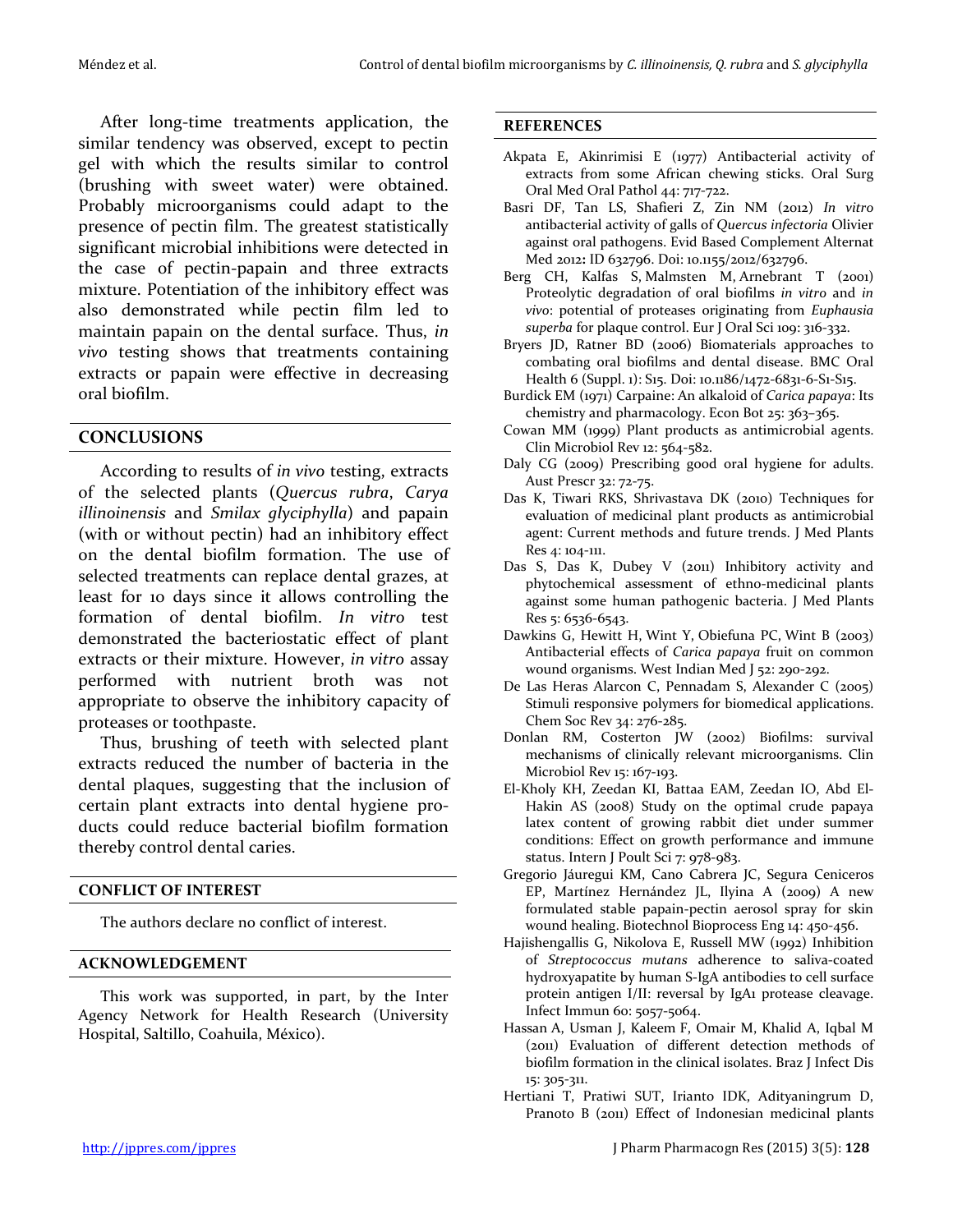After long-time treatments application, the similar tendency was observed, except to pectin gel with which the results similar to control (brushing with sweet water) were obtained. Probably microorganisms could adapt to the presence of pectin film. The greatest statistically significant microbial inhibitions were detected in the case of pectin-papain and three extracts mixture. Potentiation of the inhibitory effect was also demonstrated while pectin film led to maintain papain on the dental surface. Thus, *in vivo* testing shows that treatments containing extracts or papain were effective in decreasing oral biofilm.

## CONCLUSIONS

According to results of *in vivo* testing, extracts of the selected plants (*Quercus rubra*, *Carya illinoinensis* and *Smilax glyciphylla*) and papain (with or without pectin) had an inhibitory effect on the dental biofilm formation. The use of selected treatments can replace dental grazes, at least for 10 days since it allows controlling the formation of dental biofilm. *In vitro* test demonstrated the bacteriostatic effect of plant extracts or their mixture. However, *in vitro* assay performed with nutrient broth was not appropriate to observe the inhibitory capacity of proteases or toothpaste.

Thus, brushing of teeth with selected plant extracts reduced the number of bacteria in the dental plaques, suggesting that the inclusion of certain plant extracts into dental hygiene products could reduce bacterial biofilm formation thereby control dental caries.

## CONFLICT OF INTEREST

The authors declare no conflict of interest.

## ACKNOWLEDGEMENT

This work was supported, in part, by the Inter Agency Network for Health Research (University Hospital, Saltillo, Coahuila, México).

## REFERENCES

Akpata E, Akinrimisi E (1977) Antibacterial activity of extracts from some African chewing sticks. Oral Surg Oral Med Oral Pathol 44: 717-722.

Basri DF, Tan LS, Shafieri Z, Zin NM (2012) *In vitro* antibacterial activity of galls of *Quercus infectoria* Olivier against oral pathogens. Evid Based Complement Alternat Med 2012**:** ID 632796. Doi: 10.1155/2012/632796.

Berg CH, Kalfas S, Malmsten M, Arnebrant T (2001) Proteolytic degradation of oral biofilms *in vitro* and *in vivo*: potential of proteases originating from *Euphausia superba* for plaque control. Eur J Oral Sci 109: 316-332.

Bryers JD, Ratner BD (2006) Biomaterials approaches to combating oral biofilms and dental disease. BMC Oral Health 6 (Suppl. 1): S15. Doi: 10.1186/1472-6831-6-S1-S15.

Burdick EM (1971) Carpaine: An alkaloid of *Carica papaya*: Its chemistry and pharmacology. Econ Bot 25: 363–365.

Cowan MM (1999) Plant products as antimicrobial agents. Clin Microbiol Rev 12: 564-582.

Daly CG (2009) Prescribing good oral hygiene for adults. Aust Prescr 32: 72-75.

Das K, Tiwari RKS, Shrivastava DK (2010) Techniques for evaluation of medicinal plant products as antimicrobial agent: Current methods and future trends. J Med Plants Res 4: 104-111.

Das S, Das K, Dubey V (2011) Inhibitory activity and phytochemical assessment of ethno-medicinal plants against some human pathogenic bacteria. J Med Plants Res 5: 6536-6543.

Dawkins G, Hewitt H, Wint Y, Obiefuna PC, Wint B (2003) Antibacterial effects of *Carica papaya* fruit on common wound organisms. West Indian Med J 52: 290-292.

De Las Heras Alarcon C, Pennadam S, Alexander C (2005) Stimuli responsive polymers for biomedical applications. Chem Soc Rev 34: 276-285.

Donlan RM, Costerton JW (2002) Biofilms: survival mechanisms of clinically relevant microorganisms. Clin Microbiol Rev 15: 167-193.

El-Kholy KH, Zeedan KI, Battaa EAM, Zeedan IO, Abd El-Hakin AS (2008) Study on the optimal crude papaya latex content of growing rabbit diet under summer conditions: Effect on growth performance and immune status. Intern J Poult Sci 7: 978-983.

Gregorio Jáuregui KM, Cano Cabrera JC, Segura Ceniceros EP, Martínez Hernández JL, Ilyina A (2009) A new formulated stable papain-pectin aerosol spray for skin wound healing. Biotechnol Bioprocess Eng 14: 450-456.

Hajishengallis G, Nikolova E, Russell MW (1992) Inhibition of *Streptococcus mutans* adherence to saliva-coated hydroxyapatite by human S-IgA antibodies to cell surface protein antigen I/II: reversal by IgA1 protease cleavage. Infect Immun 60: 5057-5064.

Hassan A, Usman J, Kaleem F, Omair M, Khalid A, Iqbal M (2011) Evaluation of different detection methods of biofilm formation in the clinical isolates. Braz J Infect Dis 15: 305-311.

Hertiani T, Pratiwi SUT, Irianto IDK, Adityaningrum D, Pranoto B (2011) Effect of Indonesian medicinal plants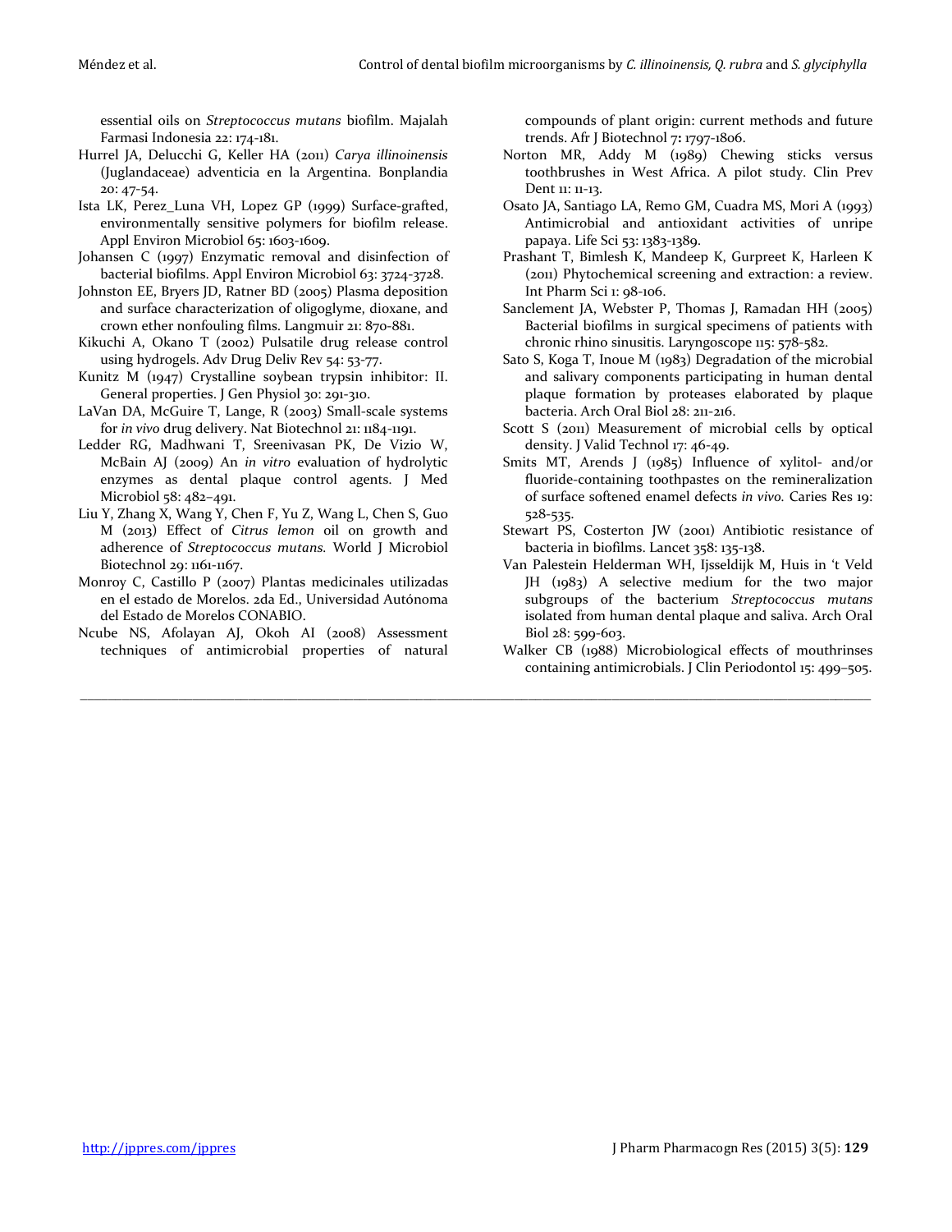essential oils on *Streptococcus mutans* biofilm. Majalah Farmasi Indonesia 22: 174-181.

Hurrel JA, Delucchi G, Keller HA (2011) *Carya illinoinensis* (Juglandaceae) adventicia en la Argentina. Bonplandia 20: 47-54.

Ista LK, Perez_Luna VH, Lopez GP (1999) Surface-grafted, environmentally sensitive polymers for biofilm release. Appl Environ Microbiol 65: 1603-1609.

Johansen C (1997) Enzymatic removal and disinfection of bacterial biofilms. Appl Environ Microbiol 63: 3724-3728.

Johnston EE, Bryers JD, Ratner BD (2005) Plasma deposition and surface characterization of oligoglyme, dioxane, and crown ether nonfouling films. Langmuir 21: 870-881.

Kikuchi A, Okano T (2002) Pulsatile drug release control using hydrogels. Adv Drug Deliv Rev 54: 53-77.

Kunitz M (1947) Crystalline soybean trypsin inhibitor: II. General properties. J Gen Physiol 30: 291-310.

LaVan DA, McGuire T, Lange, R (2003) Small-scale systems for *in vivo* drug delivery. Nat Biotechnol 21: 1184-1191.

Ledder RG, Madhwani T, Sreenivasan PK, De Vizio W, McBain AJ (2009) An *in vitro* evaluation of hydrolytic enzymes as dental plaque control agents. J Med Microbiol 58: 482–491.

Liu Y, Zhang X, Wang Y, Chen F, Yu Z, Wang L, Chen S, Guo M (2013) Effect of *Citrus lemon* oil on growth and adherence of *Streptococcus mutans*. World J Microbiol Biotechnol 29: 1161-1167.

Monroy C, Castillo P (2007) Plantas medicinales utilizadas en el estado de Morelos. 2da Ed., Universidad Autónoma del Estado de Morelos CONABIO.

Ncube NS, Afolayan AJ, Okoh AI (2008) Assessment techniques of antimicrobial properties of natural compounds of plant origin: current methods and future trends. Afr J Biotechnol 7: 1797-1806.

Norton MR, Addy M (1989) Chewing sticks versus toothbrushes in West Africa. A pilot study. Clin Prev Dent 11: 11-13.

Osato JA, Santiago LA, Remo GM, Cuadra MS, Mori A (1993) Antimicrobial and antioxidant activities of unripe papaya. Life Sci 53: 1383-1389.

Prashant T, Bimlesh K, Mandeep K, Gurpreet K, Harleen K (2011) Phytochemical screening and extraction: a review. Int Pharm Sci 1: 98-106.

Sanclement JA, Webster P, Thomas J, Ramadan HH (2005) Bacterial biofilms in surgical specimens of patients with chronic rhino sinusitis. Laryngoscope 115: 578-582.

Sato S, Koga T, Inoue M (1983) Degradation of the microbial and salivary components participating in human dental plaque formation by proteases elaborated by plaque bacteria. Arch Oral Biol 28: 211-216.

Scott S (2011) Measurement of microbial cells by optical density. J Valid Technol 17: 46-49.

Smits MT, Arends J (1985) Influence of xylitol- and/or fluoride-containing toothpastes on the remineralization of surface softened enamel defects *in vivo*. Caries Res 19: 528-535.

Stewart PS, Costerton JW (2001) Antibiotic resistance of bacteria in biofilms. Lancet 358: 135-138.

Van Palestein Helderman WH, Ijsseldijk M, Huis in 't Veld JH (1983) A selective medium for the two major subgroups of the bacterium *Streptococcus mutans* isolated from human dental plaque and saliva. Arch Oral Biol 28: 599-603.

Walker CB (1988) Microbiological effects of mouthrinses containing antimicrobials. J Clin Periodontol 15: 499–505.